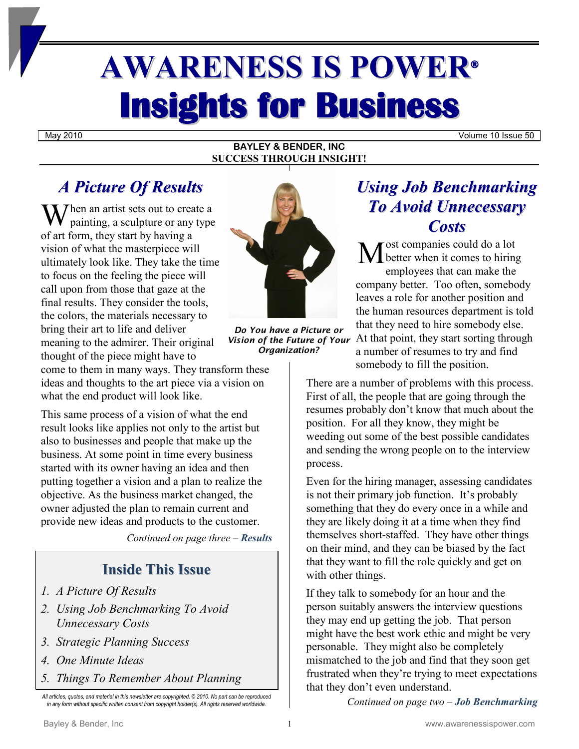# AWARENESS IS POWER®

# Insights for Business

May 2010 | Volume 10 Issue 50

**BAYLEY & BENDER, INC**
**SUCCESS THROUGH INSIGHT!**

## *A Picture Of Results*

When an artist sets out to create a painting, a sculpture or any type of art form, they start by having a vision of what the masterpiece will ultimately look like. They take the time to focus on the feeling the piece will call upon from those that gaze at the final results. They consider the tools, the colors, the materials necessary to bring their art to life and deliver meaning to the admirer. Their original thought of the piece might have to come to them in many ways. They transform these ideas and thoughts to the art piece via a vision on what the end product will look like.

This same process of a vision of what the end result looks like applies not only to the artist but also to businesses and people that make up the business. At some point in time every business started with its owner having an idea and then putting together a vision and a plan to realize the objective. As the business market changed, the owner adjusted the plan to remain current and provide new ideas and products to the customer.

*Continued on page three – **Results***

***Do You have a Picture or Vision of the Future of Your Organization?***

## *Using Job Benchmarking To Avoid Unnecessary Costs*

Most companies could do a lot better when it comes to hiring employees that can make the company better. Too often, somebody leaves a role for another position and the human resources department is told that they need to hire somebody else. At that point, they start sorting through a number of resumes to try and find somebody to fill the position.

There are a number of problems with this process. First of all, the people that are going through the resumes probably don't know that much about the position. For all they know, they might be weeding out some of the best possible candidates and sending the wrong people on to the interview process.

Even for the hiring manager, assessing candidates is not their primary job function. It's probably something that they do every once in a while and they are likely doing it at a time when they find themselves short-staffed. They have other things on their mind, and they can be biased by the fact that they want to fill the role quickly and get on with other things.

If they talk to somebody for an hour and the person suitably answers the interview questions they may end up getting the job. That person might have the best work ethic and might be very personable. They might also be completely mismatched to the job and find that they soon get frustrated when they're trying to meet expectations that they don't even understand.

*Continued on page two – **Job Benchmarking***

### Inside This Issue

1. *A Picture Of Results*
2. *Using Job Benchmarking To Avoid Unnecessary Costs*
3. *Strategic Planning Success*
4. *One Minute Ideas*
5. *Things To Remember About Planning*

*All articles, quotes, and material in this newsletter are copyrighted. © 2010. No part can be reproduced in any form without specific written consent from copyright holder(s). All rights reserved worldwide.*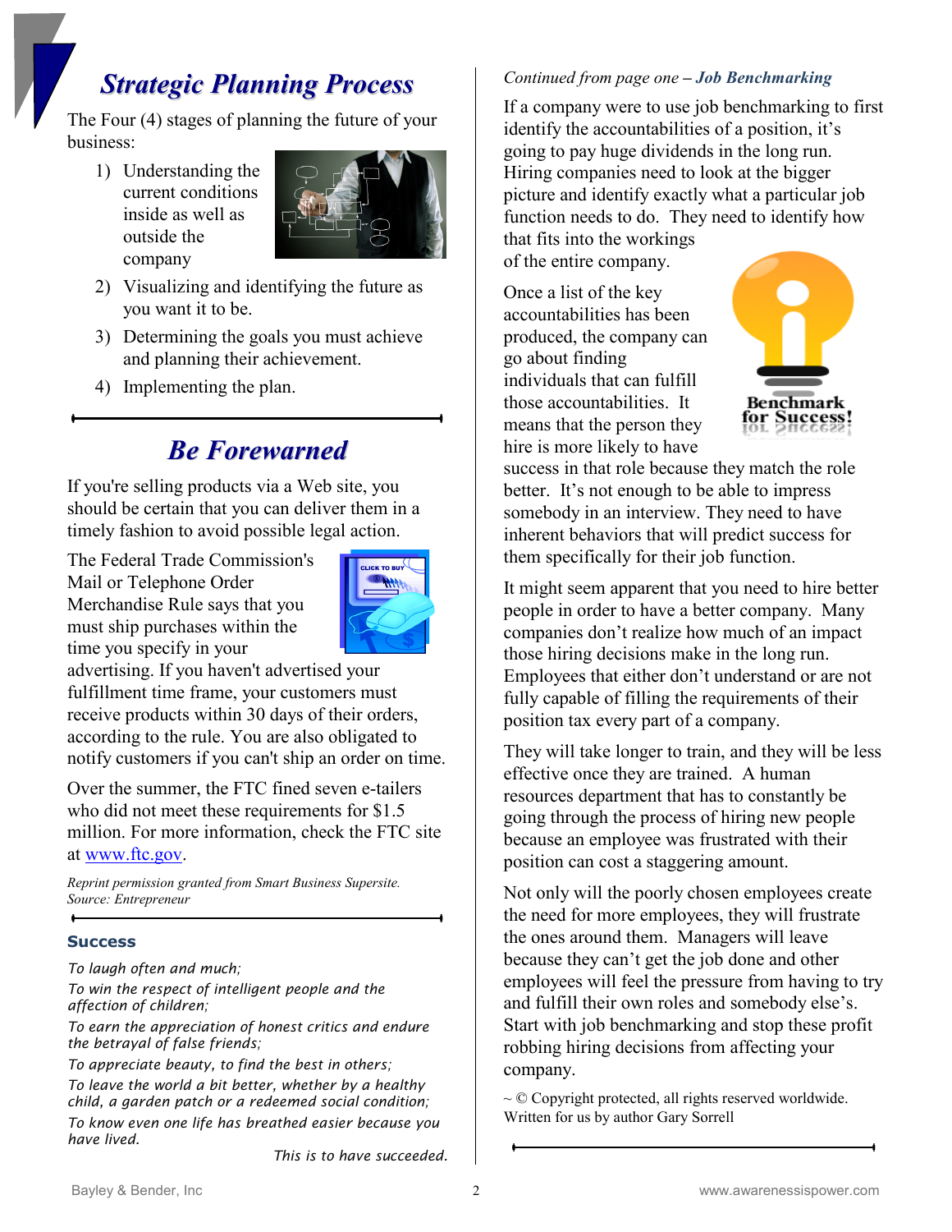## Strategic Planning Process

The Four (4) stages of planning the future of your business:

1) Understanding the current conditions inside as well as outside the company
2) Visualizing and identifying the future as you want it to be.
3) Determining the goals you must achieve and planning their achievement.
4) Implementing the plan.

---

## Be Forewarned

If you're selling products via a Web site, you should be certain that you can deliver them in a timely fashion to avoid possible legal action.

The Federal Trade Commission's Mail or Telephone Order Merchandise Rule says that you must ship purchases within the time you specify in your advertising. If you haven't advertised your fulfillment time frame, your customers must receive products within 30 days of their orders, according to the rule. You are also obligated to notify customers if you can't ship an order on time.

Over the summer, the FTC fined seven e-tailers who did not meet these requirements for $1.5 million. For more information, check the FTC site at www.ftc.gov.

*Reprint permission granted from Smart Business Supersite. Source: Entrepreneur*

---

### Success

*To laugh often and much;*

*To win the respect of intelligent people and the affection of children;*

*To earn the appreciation of honest critics and endure the betrayal of false friends;*

*To appreciate beauty, to find the best in others;*

*To leave the world a bit better, whether by a healthy child, a garden patch or a redeemed social condition;*

*To know even one life has breathed easier because you have lived.*

*This is to have succeeded.*

---

*Continued from page one –* ***Job Benchmarking***

If a company were to use job benchmarking to first identify the accountabilities of a position, it's going to pay huge dividends in the long run. Hiring companies need to look at the bigger picture and identify exactly what a particular job function needs to do. They need to identify how that fits into the workings of the entire company.

Once a list of the key accountabilities has been produced, the company can go about finding individuals that can fulfill those accountabilities. It means that the person they hire is more likely to have success in that role because they match the role better. It's not enough to be able to impress somebody in an interview. They need to have inherent behaviors that will predict success for them specifically for their job function.

It might seem apparent that you need to hire better people in order to have a better company. Many companies don't realize how much of an impact those hiring decisions make in the long run. Employees that either don't understand or are not fully capable of filling the requirements of their position tax every part of a company.

They will take longer to train, and they will be less effective once they are trained. A human resources department that has to constantly be going through the process of hiring new people because an employee was frustrated with their position can cost a staggering amount.

Not only will the poorly chosen employees create the need for more employees, they will frustrate the ones around them. Managers will leave because they can't get the job done and other employees will feel the pressure from having to try and fulfill their own roles and somebody else's. Start with job benchmarking and stop these profit robbing hiring decisions from affecting your company.

~ © Copyright protected, all rights reserved worldwide. Written for us by author Gary Sorrell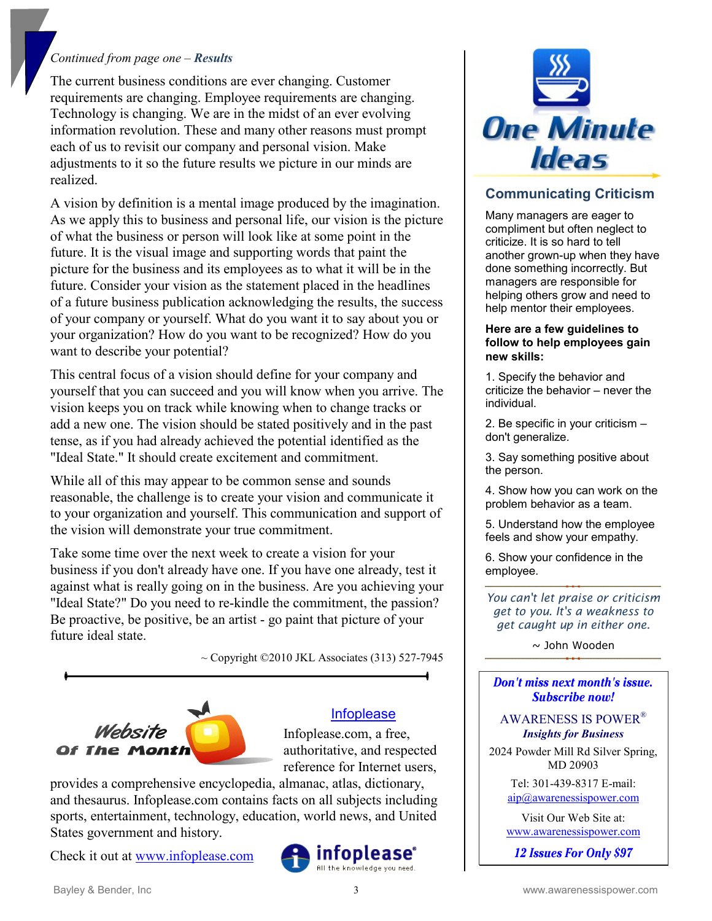*Continued from page one – **Results***

The current business conditions are ever changing. Customer requirements are changing. Employee requirements are changing. Technology is changing. We are in the midst of an ever evolving information revolution. These and many other reasons must prompt each of us to revisit our company and personal vision. Make adjustments to it so the future results we picture in our minds are realized.

A vision by definition is a mental image produced by the imagination. As we apply this to business and personal life, our vision is the picture of what the business or person will look like at some point in the future. It is the visual image and supporting words that paint the picture for the business and its employees as to what it will be in the future. Consider your vision as the statement placed in the headlines of a future business publication acknowledging the results, the success of your company or yourself. What do you want it to say about you or your organization? How do you want to be recognized? How do you want to describe your potential?

This central focus of a vision should define for your company and yourself that you can succeed and you will know when you arrive. The vision keeps you on track while knowing when to change tracks or add a new one. The vision should be stated positively and in the past tense, as if you had already achieved the potential identified as the "Ideal State." It should create excitement and commitment.

While all of this may appear to be common sense and sounds reasonable, the challenge is to create your vision and communicate it to your organization and yourself. This communication and support of the vision will demonstrate your true commitment.

Take some time over the next week to create a vision for your business if you don't already have one. If you have one already, test it against what is really going on in the business. Are you achieving your "Ideal State?" Do you need to re-kindle the commitment, the passion? Be proactive, be positive, be an artist - go paint that picture of your future ideal state.

~ Copyright ©2010 JKL Associates (313) 527-7945

## Website Of The Month

### Infoplease

Infoplease.com, a free, authoritative, and respected reference for Internet users, provides a comprehensive encyclopedia, almanac, atlas, dictionary, and thesaurus. Infoplease.com contains facts on all subjects including sports, entertainment, technology, education, world news, and United States government and history.

Check it out at www.infoplease.com

infoplease® All the knowledge you need.

## One Minute Ideas

### Communicating Criticism

Many managers are eager to compliment but often neglect to criticize. It is so hard to tell another grown-up when they have done something incorrectly. But managers are responsible for helping others grow and need to help mentor their employees.

**Here are a few guidelines to follow to help employees gain new skills:**

1. Specify the behavior and criticize the behavior – never the individual.
2. Be specific in your criticism – don't generalize.
3. Say something positive about the person.
4. Show how you can work on the problem behavior as a team.
5. Understand how the employee feels and show your empathy.
6. Show your confidence in the employee.

*You can't let praise or criticism get to you. It's a weakness to get caught up in either one.*

~ John Wooden

***Don't miss next month's issue. Subscribe now!***

AWARENESS IS POWER®
***Insights for Business***

2024 Powder Mill Rd Silver Spring, MD 20903

Tel: 301-439-8317 E-mail: aip@awarenessispower.com

Visit Our Web Site at: www.awarenessispower.com

***12 Issues For Only $97***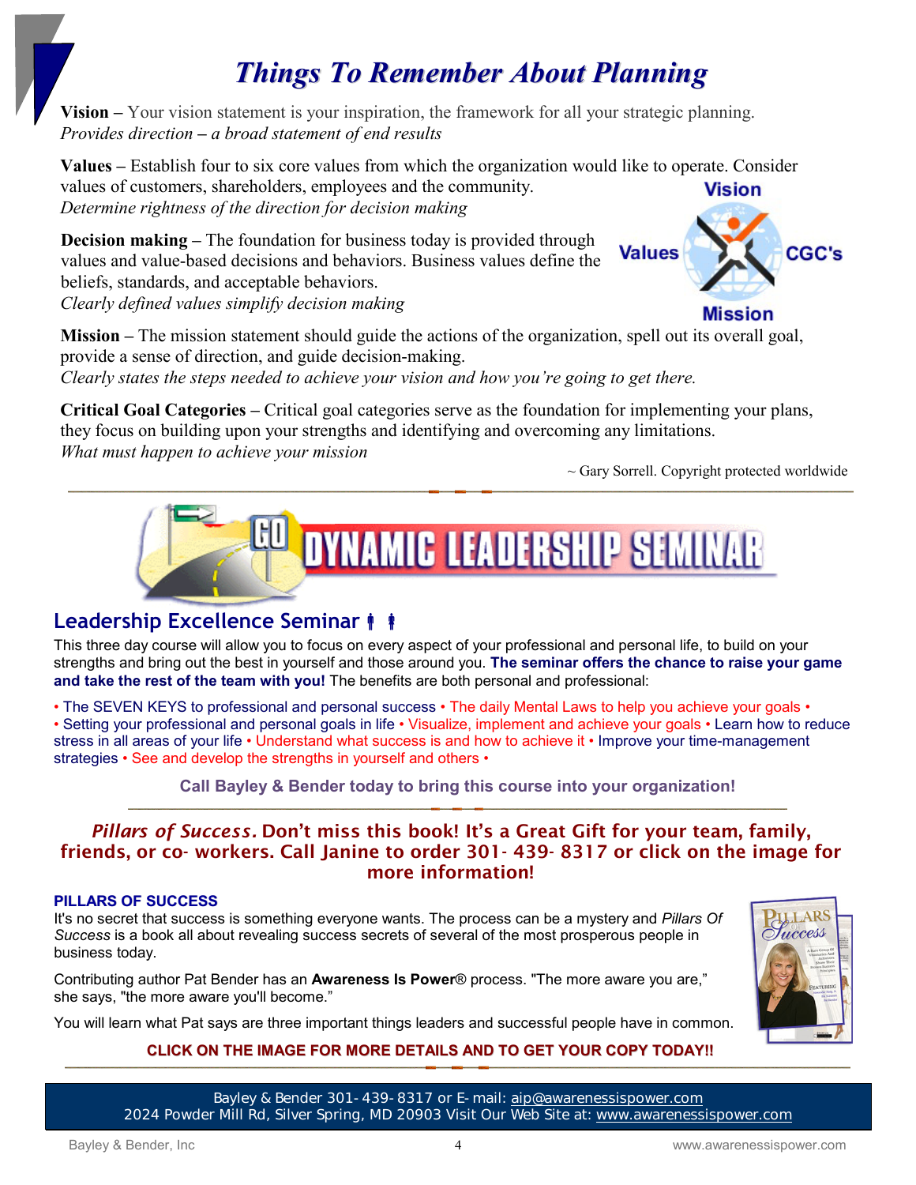# *Things To Remember About Planning*

**Vision –** Your vision statement is your inspiration, the framework for all your strategic planning.
*Provides direction – a broad statement of end results*

**Values –** Establish four to six core values from which the organization would like to operate. Consider values of customers, shareholders, employees and the community.
*Determine rightness of the direction for decision making*

Vision

Values

CGC's

Mission

**Decision making –** The foundation for business today is provided through values and value-based decisions and behaviors. Business values define the beliefs, standards, and acceptable behaviors.
*Clearly defined values simplify decision making*

**Mission –** The mission statement should guide the actions of the organization, spell out its overall goal, provide a sense of direction, and guide decision-making.
*Clearly states the steps needed to achieve your vision and how you're going to get there.*

**Critical Goal Categories –** Critical goal categories serve as the foundation for implementing your plans, they focus on building upon your strengths and identifying and overcoming any limitations.
*What must happen to achieve your mission*

~ Gary Sorrell. Copyright protected worldwide

---

GO DYNAMIC LEADERSHIP SEMINAR

## Leadership Excellence Seminar

This three day course will allow you to focus on every aspect of your professional and personal life, to build on your strengths and bring out the best in yourself and those around you. **The seminar offers the chance to raise your game and take the rest of the team with you!** The benefits are both personal and professional:

• The SEVEN KEYS to professional and personal success • The daily Mental Laws to help you achieve your goals • • Setting your professional and personal goals in life • Visualize, implement and achieve your goals • Learn how to reduce stress in all areas of your life • Understand what success is and how to achieve it • Improve your time-management strategies • See and develop the strengths in yourself and others •

**Call Bayley & Bender today to bring this course into your organization!**

---

## *Pillars of Success.* Don't miss this book! It's a Great Gift for your team, family, friends, or co- workers. Call Janine to order 301- 439- 8317 or click on the image for more information!

**PILLARS OF SUCCESS**

It's no secret that success is something everyone wants. The process can be a mystery and *Pillars Of Success* is a book all about revealing success secrets of several of the most prosperous people in business today.

Contributing author Pat Bender has an **Awareness Is Power**® process. "The more aware you are," she says, "the more aware you'll become."

You will learn what Pat says are three important things leaders and successful people have in common.

**CLICK ON THE IMAGE FOR MORE DETAILS AND TO GET YOUR COPY TODAY!!**

---

Bayley & Bender 301- 439- 8317 or E- mail: aip@awarenessispower.com
2024 Powder Mill Rd, Silver Spring, MD 20903 Visit Our Web Site at: www.awarenessispower.com